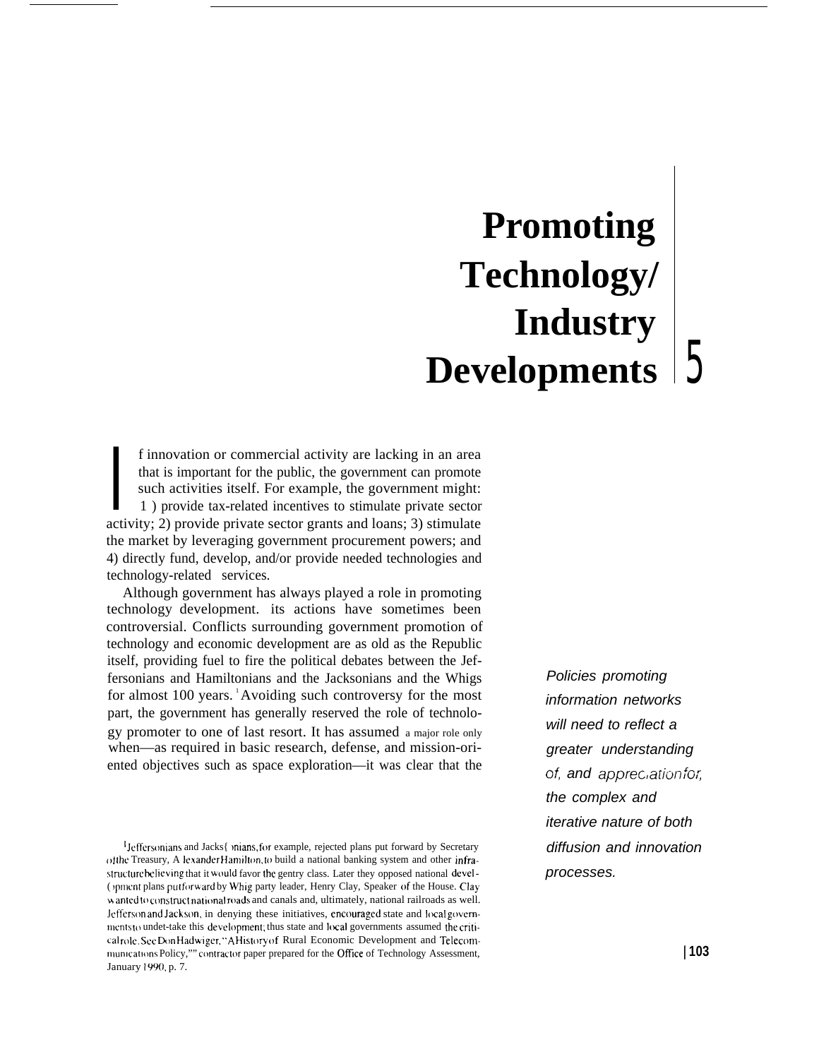# Promoting Technology/ Industry Developments 5

If innovation or commercial activity are lacking in an area that is important for the public, the government can promote such activities itself. For example, the government might: 1) provide tax-related incentives to stimulate private sector activity; 2) provide private sector grants and loans; 3) stimulate the market by leveraging government procurement powers; and 4) directly fund, develop, and/or provide needed technologies and technology-related services.

Although government has always played a role in promoting technology development. its actions have sometimes been controversial. Conflicts surrounding government promotion of technology and economic development are as old as the Republic itself, providing fuel to fire the political debates between the Jeffersonians and Hamiltonians and the Jacksonians and the Whigs for almost 100 years.[1] Avoiding such controversy for the most part, the government has generally reserved the role of technology promoter to one of last resort. It has assumed a major role only when—as required in basic research, defense, and mission-oriented objectives such as space exploration—it was clear that the

*Policies promoting information networks will need to reflect a greater understanding of, and appreciation for, the complex and iterative nature of both diffusion and innovation processes.*

[1] Jeffersonians and Jacksonians, for example, rejected plans put forward by Secretary of the Treasury, Alexander Hamilton, to build a national banking system and other infrastructure believing that it would favor the gentry class. Later they opposed national development plans put forward by Whig party leader, Henry Clay, Speaker of the House. Clay wanted to construct national roads and canals and, ultimately, national railroads as well. Jefferson and Jackson, in denying these initiatives, encouraged state and local governments to undertake this development; thus state and local governments assumed the critical role. See Don Hadwiger, "A History of Rural Economic Development and Telecommunications Policy,"" contractor paper prepared for the Office of Technology Assessment, January 1990, p. 7.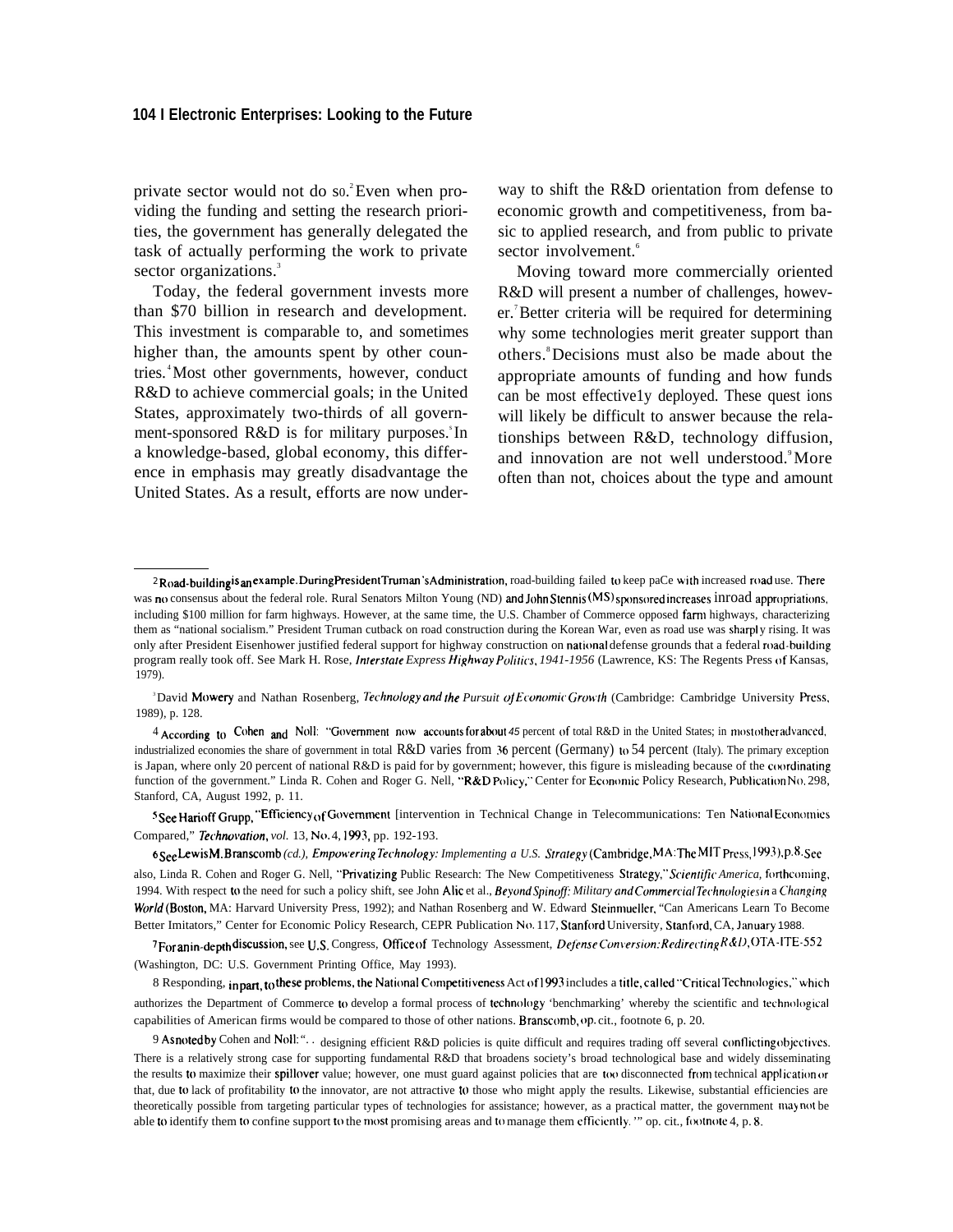private sector would not do so.[2] Even when providing the funding and setting the research priorities, the government has generally delegated the task of actually performing the work to private sector organizations.[3]

Today, the federal government invests more than $70 billion in research and development. This investment is comparable to, and sometimes higher than, the amounts spent by other countries.[4] Most other governments, however, conduct R&D to achieve commercial goals; in the United States, approximately two-thirds of all government-sponsored R&D is for military purposes.[5] In a knowledge-based, global economy, this difference in emphasis may greatly disadvantage the United States. As a result, efforts are now underway to shift the R&D orientation from defense to economic growth and competitiveness, from basic to applied research, and from public to private sector involvement.[6]

Moving toward more commercially oriented R&D will present a number of challenges, however.[7] Better criteria will be required for determining why some technologies merit greater support than others.[8] Decisions must also be made about the appropriate amounts of funding and how funds can be most effectively deployed. These questions will likely be difficult to answer because the relationships between R&D, technology diffusion, and innovation are not well understood.[9] More often than not, choices about the type and amount

---

[2] Road-building is an example. During President Truman's Administration, road-building failed to keep paCe with increased road use. There was no consensus about the federal role. Rural Senators Milton Young (ND) and John Stennis (MS) sponsored increases in road appropriations, including $100 million for farm highways. However, at the same time, the U.S. Chamber of Commerce opposed farm highways, characterizing them as "national socialism." President Truman cutback on road construction during the Korean War, even as road use was sharply rising. It was only after President Eisenhower justified federal support for highway construction on national defense grounds that a federal road-building program really took off. See Mark H. Rose, *Interstate Express Highway Politics, 1941-1956* (Lawrence, KS: The Regents Press of Kansas, 1979).

[3] David Mowery and Nathan Rosenberg, *Technology and the Pursuit of Economic Growth* (Cambridge: Cambridge University Press, 1989), p. 128.

[4] According to Cohen and Noll: "Government now accounts for about 45 percent of total R&D in the United States; in most other advanced, industrialized economies the share of government in total R&D varies from 36 percent (Germany) to 54 percent (Italy). The primary exception is Japan, where only 20 percent of national R&D is paid for by government; however, this figure is misleading because of the coordinating function of the government." Linda R. Cohen and Roger G. Nell, "R&D Policy," Center for Economic Policy Research, Publication No. 298, Stanford, CA, August 1992, p. 11.

[5] See Harioff Grupp, "Efficiency of Government [intervention in Technical Change in Telecommunications: Ten National Economies Compared," *Technovation*, vol. 13, No. 4, 1993, pp. 192-193.

[6] See Lewis M. Branscomb (cd.), *Empowering Technology: Implementing a U.S. Strategy* (Cambridge, MA: The MIT Press, 1993), p. 8. See also, Linda R. Cohen and Roger G. Nell, "Privatizing Public Research: The New Competitiveness Strategy," *Scientific America*, forthcoming, 1994. With respect to the need for such a policy shift, see John Alic et al., *Beyond Spinoff: Military and Commercial Technologies in a Changing World* (Boston, MA: Harvard University Press, 1992); and Nathan Rosenberg and W. Edward Steinmueller, "Can Americans Learn To Become Better Imitators," Center for Economic Policy Research, CEPR Publication No. 117, Stanford University, Stanford, CA, January 1988.

[7] For an in-depth discussion, see U.S. Congress, Office of Technology Assessment, *Defense Conversion: Redirecting R&D*, OTA-ITE-552 (Washington, DC: U.S. Government Printing Office, May 1993).

[8] Responding, in part, to these problems, the National Competitiveness Act of 1993 includes a title, called "Critical Technologies," which authorizes the Department of Commerce to develop a formal process of technology 'benchmarking' whereby the scientific and technological capabilities of American firms would be compared to those of other nations. Branscomb, op. cit., footnote 6, p. 20.

[9] As noted by Cohen and Noll: ". . designing efficient R&D policies is quite difficult and requires trading off several conflicting objectives. There is a relatively strong case for supporting fundamental R&D that broadens society's broad technological base and widely disseminating the results to maximize their spillover value; however, one must guard against policies that are too disconnected from technical application or that, due to lack of profitability to the innovator, are not attractive to those who might apply the results. Likewise, substantial efficiencies are theoretically possible from targeting particular types of technologies for assistance; however, as a practical matter, the government may not be able to identify them to confine support to the most promising areas and to manage them efficiently. '" op. cit., footnote 4, p. 8.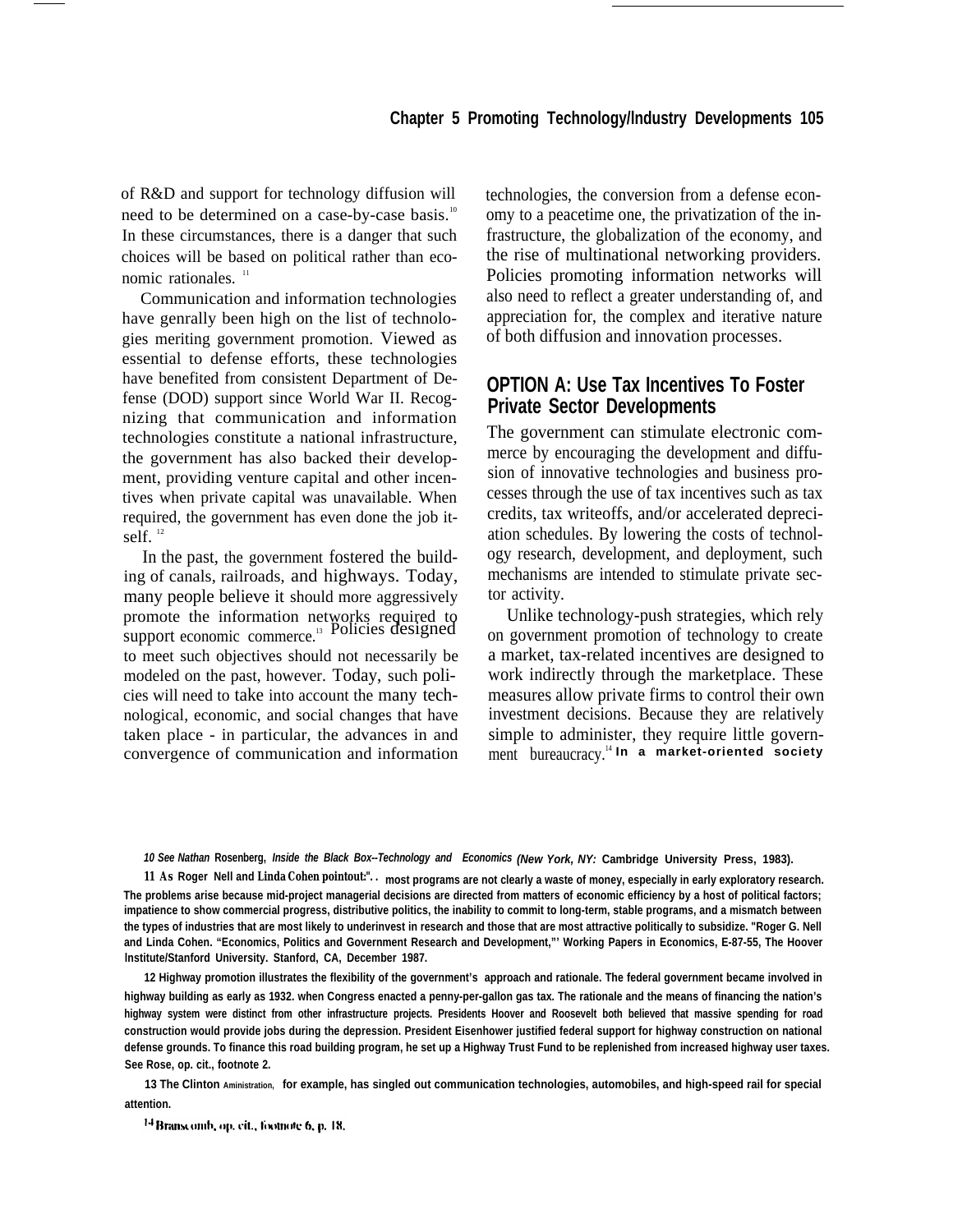of R&D and support for technology diffusion will need to be determined on a case-by-case basis.[10] In these circumstances, there is a danger that such choices will be based on political rather than economic rationales.[11]

Communication and information technologies have genrally been high on the list of technologies meriting government promotion. Viewed as essential to defense efforts, these technologies have benefited from consistent Department of Defense (DOD) support since World War II. Recognizing that communication and information technologies constitute a national infrastructure, the government has also backed their development, providing venture capital and other incentives when private capital was unavailable. When required, the government has even done the job itself.[12]

In the past, the government fostered the building of canals, railroads, and highways. Today, many people believe it should more aggressively promote the information networks required to support economic commerce.[13] Policies designed to meet such objectives should not necessarily be modeled on the past, however. Today, such policies will need to take into account the many technological, economic, and social changes that have taken place - in particular, the advances in and convergence of communication and information technologies, the conversion from a defense economy to a peacetime one, the privatization of the infrastructure, the globalization of the economy, and the rise of multinational networking providers. Policies promoting information networks will also need to reflect a greater understanding of, and appreciation for, the complex and iterative nature of both diffusion and innovation processes.

## OPTION A: Use Tax Incentives To Foster Private Sector Developments

The government can stimulate electronic commerce by encouraging the development and diffusion of innovative technologies and business processes through the use of tax incentives such as tax credits, tax writeoffs, and/or accelerated depreciation schedules. By lowering the costs of technology research, development, and deployment, such mechanisms are intended to stimulate private sector activity.

Unlike technology-push strategies, which rely on government promotion of technology to create a market, tax-related incentives are designed to work indirectly through the marketplace. These measures allow private firms to control their own investment decisions. Because they are relatively simple to administer, they require little government bureaucracy.[14] In a market-oriented society

---

10 See Nathan Rosenberg, *Inside the Black Box--Technology and Economics* (New York, NY: Cambridge University Press, 1983).

11 As Roger Nell and Linda Cohen point out: ". . most programs are not clearly a waste of money, especially in early exploratory research. The problems arise because mid-project managerial decisions are directed from matters of economic efficiency by a host of political factors; impatience to show commercial progress, distributive politics, the inability to commit to long-term, stable programs, and a mismatch between the types of industries that are most likely to underinvest in research and those that are most attractive politically to subsidize. "Roger G. Nell and Linda Cohen. "Economics, Politics and Government Research and Development,"' Working Papers in Economics, E-87-55, The Hoover Institute/Stanford University. Stanford, CA, December 1987.

12 Highway promotion illustrates the flexibility of the government's approach and rationale. The federal government became involved in highway building as early as 1932. when Congress enacted a penny-per-gallon gas tax. The rationale and the means of financing the nation's highway system were distinct from other infrastructure projects. Presidents Hoover and Roosevelt both believed that massive spending for road construction would provide jobs during the depression. President Eisenhower justified federal support for highway construction on national defense grounds. To finance this road building program, he set up a Highway Trust Fund to be replenished from increased highway user taxes. See Rose, op. cit., footnote 2.

13 The Clinton Aministration, for example, has singled out communication technologies, automobiles, and high-speed rail for special attention.

14 Branscomb, op. cit., footnote 6, p. 18.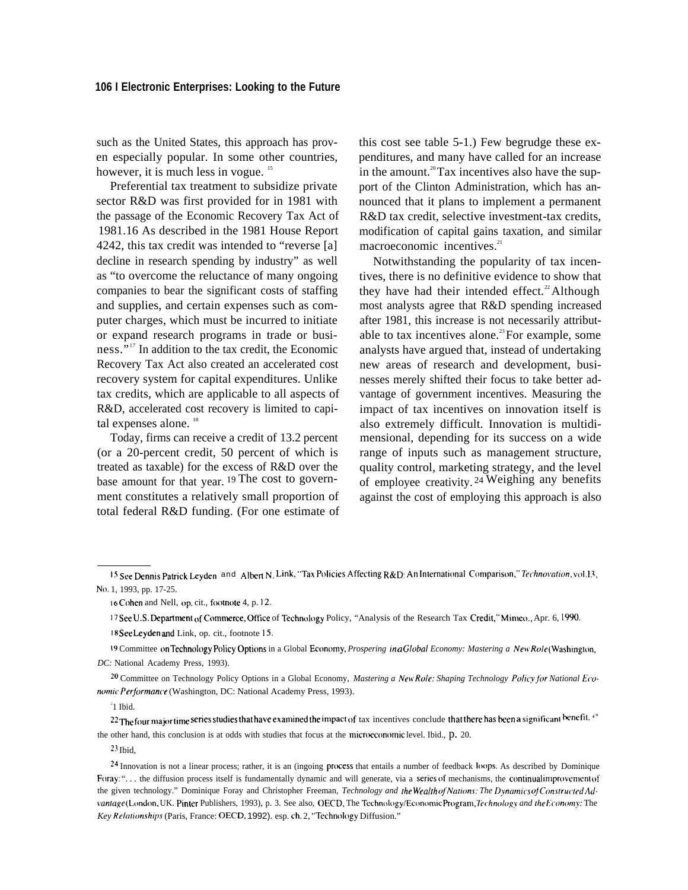such as the United States, this approach has proven especially popular. In some other countries, however, it is much less in vogue.[15]

Preferential tax treatment to subsidize private sector R&D was first provided for in 1981 with the passage of the Economic Recovery Tax Act of 1981.[16] As described in the 1981 House Report 4242, this tax credit was intended to "reverse [a] decline in research spending by industry" as well as "to overcome the reluctance of many ongoing companies to bear the significant costs of staffing and supplies, and certain expenses such as computer charges, which must be incurred to initiate or expand research programs in trade or business."[17] In addition to the tax credit, the Economic Recovery Tax Act also created an accelerated cost recovery system for capital expenditures. Unlike tax credits, which are applicable to all aspects of R&D, accelerated cost recovery is limited to capital expenses alone.[18]

Today, firms can receive a credit of 13.2 percent (or a 20-percent credit, 50 percent of which is treated as taxable) for the excess of R&D over the base amount for that year.[19] The cost to government constitutes a relatively small proportion of total federal R&D funding. (For one estimate of this cost see table 5-1.) Few begrudge these expenditures, and many have called for an increase in the amount.[20] Tax incentives also have the support of the Clinton Administration, which has announced that it plans to implement a permanent R&D tax credit, selective investment-tax credits, modification of capital gains taxation, and similar macroeconomic incentives.[21]

Notwithstanding the popularity of tax incentives, there is no definitive evidence to show that they have had their intended effect.[22] Although most analysts agree that R&D spending increased after 1981, this increase is not necessarily attributable to tax incentives alone.[23] For example, some analysts have argued that, instead of undertaking new areas of research and development, businesses merely shifted their focus to take better advantage of government incentives. Measuring the impact of tax incentives on innovation itself is also extremely difficult. Innovation is multidimensional, depending for its success on a wide range of inputs such as management structure, quality control, marketing strategy, and the level of employee creativity.[24] Weighing any benefits against the cost of employing this approach is also

---

15 See Dennis Patrick Leyden and Albert N. Link, "Tax Policies Affecting R&D: An International Comparison," *Technovation*, vol. 13, No. 1, 1993, pp. 17-25.

16 Cohen and Nell, op. cit., footnote 4, p. 12.

17 See U.S. Department of Commerce, Office of Technology Policy, "Analysis of the Research Tax Credit," Mimeo., Apr. 6, 1990.

18 See Leyden and Link, op. cit., footnote 15.

19 Committee on Technology Policy Options in a Global Economy, *Prospering in a Global Economy: Mastering a New Role* (Washington, DC: National Academy Press, 1993).

20 Committee on Technology Policy Options in a Global Economy, *Mastering a New Role: Shaping Technology Policy for National Economic Performance* (Washington, DC: National Academy Press, 1993).

21 Ibid.

22 The four major time series studies that have examined the impact of tax incentives conclude that there has been a significant benefit. On the other hand, this conclusion is at odds with studies that focus at the microeconomic level. Ibid., p. 20.

23 Ibid,

24 Innovation is not a linear process; rather, it is an ongoing process that entails a number of feedback loops. As described by Dominique Foray: ". . . the diffusion process itself is fundamentally dynamic and will generate, via a series of mechanisms, the continual improvement of the given technology." Dominique Foray and Christopher Freeman, *Technology and the Wealth of Nations: The Dynamics of Constructed Advantage* (London, UK. Pinter Publishers, 1993), p. 3. See also, OECD, The Technology/Economic Program, *Technology and the Economy: The Key Relationships* (Paris, France: OECD, 1992). esp. ch. 2, "Technology Diffusion."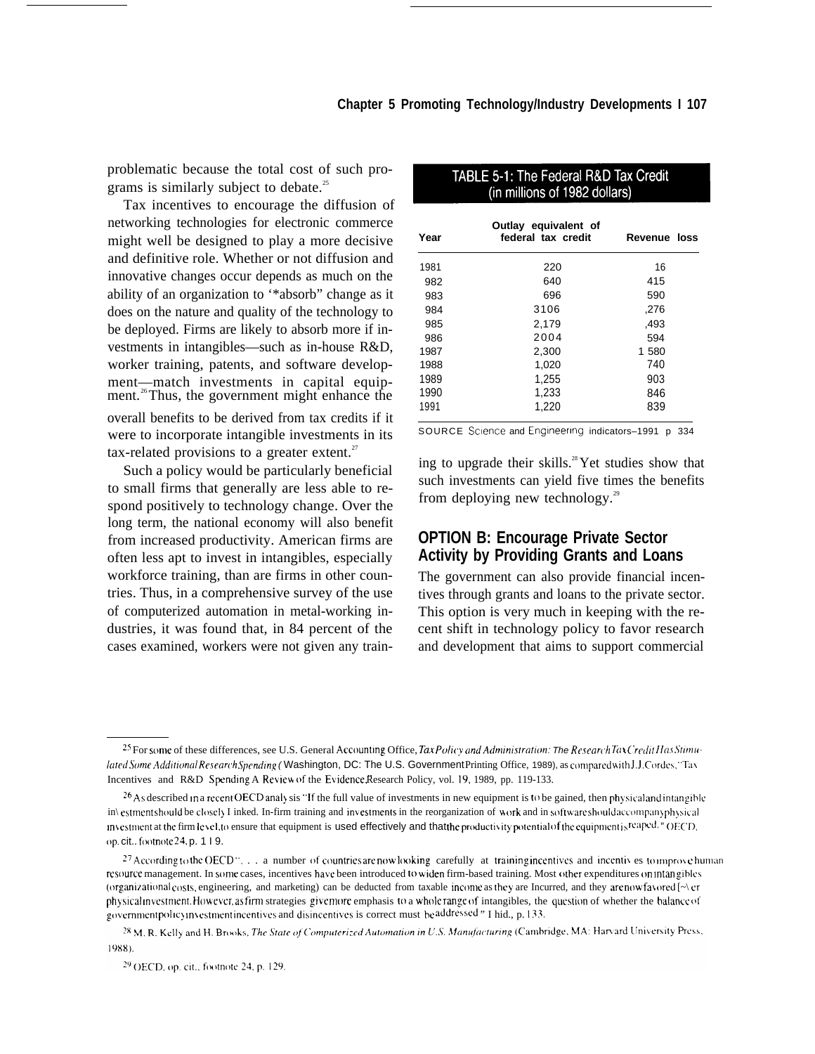problematic because the total cost of such programs is similarly subject to debate.[25]

Tax incentives to encourage the diffusion of networking technologies for electronic commerce might well be designed to play a more decisive and definitive role. Whether or not diffusion and innovative changes occur depends as much on the ability of an organization to '*absorb" change as it does on the nature and quality of the technology to be deployed. Firms are likely to absorb more if investments in intangibles—such as in-house R&D, worker training, patents, and software development—match investments in capital equipment.[26] Thus, the government might enhance the overall benefits to be derived from tax credits if it were to incorporate intangible investments in its tax-related provisions to a greater extent.[27]

Such a policy would be particularly beneficial to small firms that generally are less able to respond positively to technology change. Over the long term, the national economy will also benefit from increased productivity. American firms are often less apt to invest in intangibles, especially workforce training, than are firms in other countries. Thus, in a comprehensive survey of the use of computerized automation in metal-working industries, it was found that, in 84 percent of the cases examined, workers were not given any training to upgrade their skills.[28] Yet studies show that such investments can yield five times the benefits from deploying new technology.[29]

**TABLE 5-1: The Federal R&D Tax Credit (in millions of 1982 dollars)**

| Year | Outlay equivalent of federal tax credit | Revenue loss |
|---|---|---|
| 1981 | 220 | 16 |
| 982 | 640 | 415 |
| 983 | 696 | 590 |
| 984 | 3106 | ,276 |
| 985 | 2,179 | ,493 |
| 986 | 2004 | 594 |
| 1987 | 2,300 | 1 580 |
| 1988 | 1,020 | 740 |
| 1989 | 1,255 | 903 |
| 1990 | 1,233 | 846 |
| 1991 | 1,220 | 839 |

SOURCE Science and Engineering indicators–1991 p 334

## OPTION B: Encourage Private Sector Activity by Providing Grants and Loans

The government can also provide financial incentives through grants and loans to the private sector. This option is very much in keeping with the recent shift in technology policy to favor research and development that aims to support commercial

---

[25] For some of these differences, see U.S. General Accounting Office, *Tax Policy and Administration: The Research Tax Credit Has Stimulated Some Additional Research Spending* (Washington, DC: The U.S. Government Printing Office, 1989), as compared with J.J. Cordes, "Tax Incentives and R&D Spending A Review of the Evidence, Research Policy, vol. 19, 1989, pp. 119-133.

[26] As described in a recent OECD analysis "If the full value of investments in new equipment is to be gained, then physical and intangible investment should be closely linked. In-firm training and investments in the reorganization of work and in software should accompany physical investment at the firm level, to ensure that equipment is used effectively and that the productivity potential of the equipment is reaped." OECD, op. cit., footnote 24, p. 119.

[27] According to the OECD ". . . a number of countries are now looking carefully at training incentives and incentives to improve human resource management. In some cases, incentives have been introduced to widen firm-based training. Most other expenditures on intangibles (organizational costs, engineering, and marketing) can be deducted from taxable income as they are Incurred, and they are now favored [~\ er physical investment. However, as firm strategies give more emphasis to a whole range of intangibles, the question of whether the balance of government policy investment incentives and disincentives is correct must be addressed" I hid., p. 133.

[28] M. R. Kelly and H. Brooks, *The State of Computerized Automation in U.S. Manufacturing* (Cambridge, MA: Harvard University Press, 1988).

[29] OECD, op. cit., footnote 24, p. 129.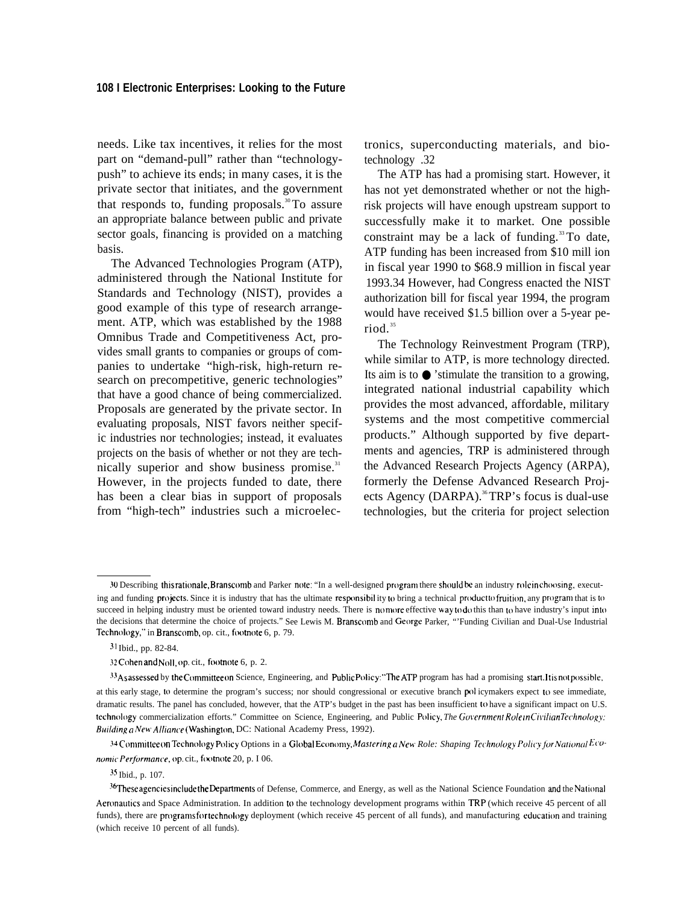needs. Like tax incentives, it relies for the most part on "demand-pull" rather than "technology-push" to achieve its ends; in many cases, it is the private sector that initiates, and the government that responds to, funding proposals.[30] To assure an appropriate balance between public and private sector goals, financing is provided on a matching basis.

The Advanced Technologies Program (ATP), administered through the National Institute for Standards and Technology (NIST), provides a good example of this type of research arrangement. ATP, which was established by the 1988 Omnibus Trade and Competitiveness Act, provides small grants to companies or groups of companies to undertake "high-risk, high-return research on precompetitive, generic technologies" that have a good chance of being commercialized. Proposals are generated by the private sector. In evaluating proposals, NIST favors neither specific industries nor technologies; instead, it evaluates projects on the basis of whether or not they are technically superior and show business promise.[31] However, in the projects funded to date, there has been a clear bias in support of proposals from "high-tech" industries such a microelectronics, superconducting materials, and biotechnology.[32]

The ATP has had a promising start. However, it has not yet demonstrated whether or not the high-risk projects will have enough upstream support to successfully make it to market. One possible constraint may be a lack of funding.[33] To date, ATP funding has been increased from $10 million in fiscal year 1990 to $68.9 million in fiscal year 1993.[34] However, had Congress enacted the NIST authorization bill for fiscal year 1994, the program would have received $1.5 billion over a 5-year period.[35]

The Technology Reinvestment Program (TRP), while similar to ATP, is more technology directed. Its aim is to "stimulate the transition to a growing, integrated national industrial capability which provides the most advanced, affordable, military systems and the most competitive commercial products." Although supported by five departments and agencies, TRP is administered through the Advanced Research Projects Agency (ARPA), formerly the Defense Advanced Research Projects Agency (DARPA).[36] TRP's focus is dual-use technologies, but the criteria for project selection

---

[30] Describing this rationale, Branscomb and Parker note: "In a well-designed program there should be an industry role in choosing, executing and funding projects. Since it is industry that has the ultimate responsibility to bring a technical product to fruition, any program that is to succeed in helping industry must be oriented toward industry needs. There is no more effective way to do this than to have industry's input into the decisions that determine the choice of projects." See Lewis M. Branscomb and George Parker, "'Funding Civilian and Dual-Use Industrial Technology," in Branscomb, op. cit., footnote 6, p. 79.

[31] Ibid., pp. 82-84.

[32] Cohen and Noll, op. cit., footnote 6, p. 2.

[33] As assessed by the Committee on Science, Engineering, and Public Policy: "The ATP program has had a promising start. It is not possible, at this early stage, to determine the program's success; nor should congressional or executive branch policymakers expect to see immediate, dramatic results. The panel has concluded, however, that the ATP's budget in the past has been insufficient to have a significant impact on U.S. technology commercialization efforts." Committee on Science, Engineering, and Public Policy, *The Government Role in Civilian Technology: Building a New Alliance* (Washington, DC: National Academy Press, 1992).

[34] Committee on Technology Policy Options in a Global Economy, *Mastering a New Role: Shaping Technology Policy for National Economic Performance*, op. cit., footnote 20, p. 106.

[35] Ibid., p. 107.

[36] These agencies include the Departments of Defense, Commerce, and Energy, as well as the National Science Foundation and the National Aeronautics and Space Administration. In addition to the technology development programs within TRP (which receive 45 percent of all funds), there are programs for technology deployment (which receive 45 percent of all funds), and manufacturing education and training (which receive 10 percent of all funds).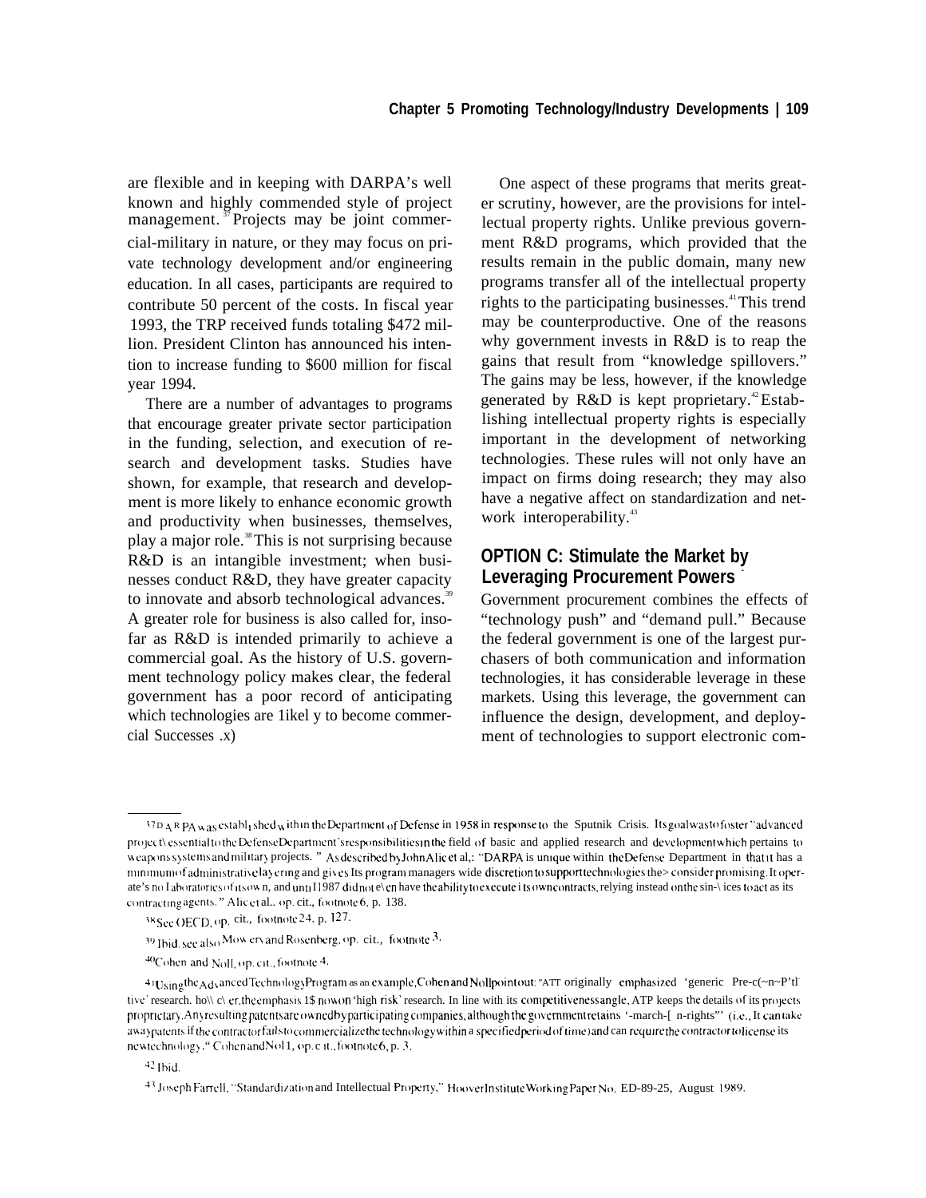are flexible and in keeping with DARPA's well known and highly commended style of project management.[37] Projects may be joint commercial-military in nature, or they may focus on private technology development and/or engineering education. In all cases, participants are required to contribute 50 percent of the costs. In fiscal year 1993, the TRP received funds totaling $472 million. President Clinton has announced his intention to increase funding to $600 million for fiscal year 1994.

There are a number of advantages to programs that encourage greater private sector participation in the funding, selection, and execution of research and development tasks. Studies have shown, for example, that research and development is more likely to enhance economic growth and productivity when businesses, themselves, play a major role.[38] This is not surprising because R&D is an intangible investment; when businesses conduct R&D, they have greater capacity to innovate and absorb technological advances.[39] A greater role for business is also called for, insofar as R&D is intended primarily to achieve a commercial goal. As the history of U.S. government technology policy makes clear, the federal government has a poor record of anticipating which technologies are likely to become commercial Successes .x)

One aspect of these programs that merits greater scrutiny, however, are the provisions for intellectual property rights. Unlike previous government R&D programs, which provided that the results remain in the public domain, many new programs transfer all of the intellectual property rights to the participating businesses.[41] This trend may be counterproductive. One of the reasons why government invests in R&D is to reap the gains that result from "knowledge spillovers." The gains may be less, however, if the knowledge generated by R&D is kept proprietary.[42] Establishing intellectual property rights is especially important in the development of networking technologies. These rules will not only have an impact on firms doing research; they may also have a negative affect on standardization and network interoperability.[43]

## OPTION C: Stimulate the Market by Leveraging Procurement Powers

Government procurement combines the effects of "technology push" and "demand pull." Because the federal government is one of the largest purchasers of both communication and information technologies, it has considerable leverage in these markets. Using this leverage, the government can influence the design, development, and deployment of technologies to support electronic com-

---

[37] DARPA was established within the Department of Defense in 1958 in response to the Sputnik Crisis. Its goal was to foster "advanced projects essential to the Defense Department's responsibilities in the field of basic and applied research and development which pertains to weapons systems and military projects." As described by John Alic et al,: "DARPA is unique within the Defense Department in that it has a minimum of administrative layering and gives Its program managers wide discretion to support technologies they consider promising. It operate's no laboratories of its own, and until 1987 did not even have the ability to execute its own contracts, relying instead on the services to act as its contracting agents." Alic et al., op. cit., footnote 6, p. 138.

[38] See OECD, op. cit., footnote 24, p. 127.

[39] Ibid. see also Mowery and Rosenberg, op. cit., footnote 3.

[40] Cohen and Noll, op. cit., footnote 4.

[41] Using the Advanced Technology Program as an example, Cohen and Noll point out: "ATT originally emphasized 'generic Pre-c(~n~P'tl-tive' research. however, the emphasis is now on 'high risk' research. In line with its competitiveness angle, ATP keeps the details of its projects proprietary. Any resulting patents are owned by participating companies, although the government retains '-march-[ n-rights"' (i.e., It can take away patents if the contractor fails to commercialize the technology within a specified period of time) and can require the contractor to license its new technology." Cohen and Noll, op. cit., footnote 6, p. 3.

[42] Ibid.

[43] Joseph Farrell, "Standardization and Intellectual Property," Hoover Institute Working Paper No. ED-89-25, August 1989.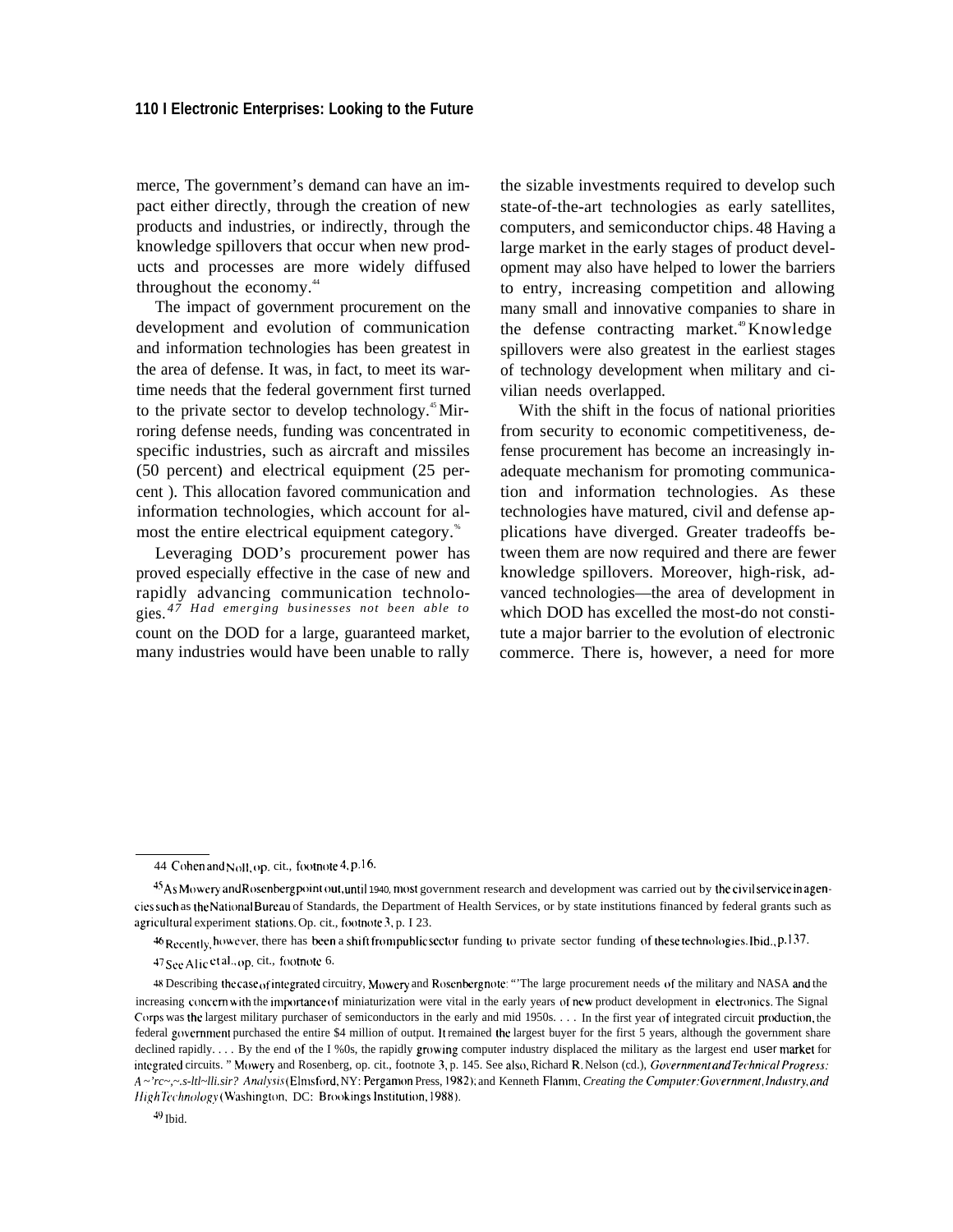merce, The government's demand can have an impact either directly, through the creation of new products and industries, or indirectly, through the knowledge spillovers that occur when new products and processes are more widely diffused throughout the economy.[44]

The impact of government procurement on the development and evolution of communication and information technologies has been greatest in the area of defense. It was, in fact, to meet its wartime needs that the federal government first turned to the private sector to develop technology.[45] Mirroring defense needs, funding was concentrated in specific industries, such as aircraft and missiles (50 percent) and electrical equipment (25 percent ). This allocation favored communication and information technologies, which account for almost the entire electrical equipment category.[46]

Leveraging DOD's procurement power has proved especially effective in the case of new and rapidly advancing communication technologies.[47] Had emerging businesses not been able to count on the DOD for a large, guaranteed market, many industries would have been unable to rally the sizable investments required to develop such state-of-the-art technologies as early satellites, computers, and semiconductor chips.[48] Having a large market in the early stages of product development may also have helped to lower the barriers to entry, increasing competition and allowing many small and innovative companies to share in the defense contracting market.[49] Knowledge spillovers were also greatest in the earliest stages of technology development when military and civilian needs overlapped.

With the shift in the focus of national priorities from security to economic competitiveness, defense procurement has become an increasingly inadequate mechanism for promoting communication and information technologies. As these technologies have matured, civil and defense applications have diverged. Greater tradeoffs between them are now required and there are fewer knowledge spillovers. Moreover, high-risk, advanced technologies—the area of development in which DOD has excelled the most-do not constitute a major barrier to the evolution of electronic commerce. There is, however, a need for more

---

44 Cohen and Noll, op. cit., footnote 4, p.16.

45 As Mowery and Rosenberg point out, until 1940, most government research and development was carried out by the civil service in agencies such as the National Bureau of Standards, the Department of Health Services, or by state institutions financed by federal grants such as agricultural experiment stations. Op. cit., footnote 3, p. I 23.

46 Recently, however, there has been a shift from public sector funding to private sector funding of these technologies. Ibid., p.137.

47 See Alic et al., op. cit., footnote 6.

48 Describing the case of integrated circuitry, Mowery and Rosenberg note: "The large procurement needs of the military and NASA and the increasing concern with the importance of miniaturization were vital in the early years of new product development in electronics. The Signal Corps was the largest military purchaser of semiconductors in the early and mid 1950s. . . . In the first year of integrated circuit production, the federal government purchased the entire $4 million of output. It remained the largest buyer for the first 5 years, although the government share declined rapidly. . . . By the end of the I %0s, the rapidly growing computer industry displaced the military as the largest end user market for integrated circuits. " Mowery and Rosenberg, op. cit., footnote 3, p. 145. See also, Richard R. Nelson (cd.), *Government and Technical Progress: A ~'rc~,~.s-ltl~lli.sir? Analysis* (Elmsford, NY: Pergamon Press, 1982); and Kenneth Flamm, *Creating the Computer: Government, Industry, and High Technology* (Washington, DC: Brookings Institution, 1988).

49 Ibid.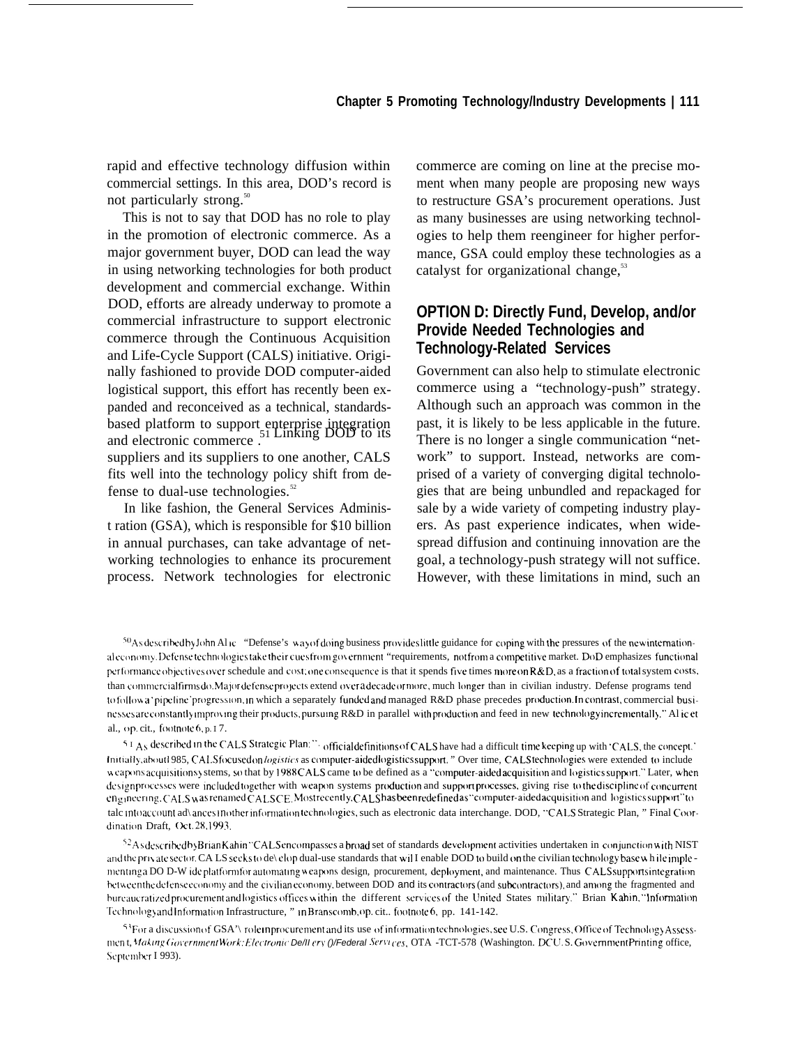rapid and effective technology diffusion within commercial settings. In this area, DOD's record is not particularly strong.[50]

This is not to say that DOD has no role to play in the promotion of electronic commerce. As a major government buyer, DOD can lead the way in using networking technologies for both product development and commercial exchange. Within DOD, efforts are already underway to promote a commercial infrastructure to support electronic commerce through the Continuous Acquisition and Life-Cycle Support (CALS) initiative. Originally fashioned to provide DOD computer-aided logistical support, this effort has recently been expanded and reconceived as a technical, standards-based platform to support enterprise integration and electronic commerce.[51] Linking DOD to its suppliers and its suppliers to one another, CALS fits well into the technology policy shift from defense to dual-use technologies.[52]

In like fashion, the General Services Administration (GSA), which is responsible for $10 billion in annual purchases, can take advantage of networking technologies to enhance its procurement process. Network technologies for electronic commerce are coming on line at the precise moment when many people are proposing new ways to restructure GSA's procurement operations. Just as many businesses are using networking technologies to help them reengineer for higher performance, GSA could employ these technologies as a catalyst for organizational change,[53]

## OPTION D: Directly Fund, Develop, and/or Provide Needed Technologies and Technology-Related Services

Government can also help to stimulate electronic commerce using a "technology-push" strategy. Although such an approach was common in the past, it is likely to be less applicable in the future. There is no longer a single communication "network" to support. Instead, networks are comprised of a variety of converging digital technologies that are being unbundled and repackaged for sale by a wide variety of competing industry players. As past experience indicates, when widespread diffusion and continuing innovation are the goal, a technology-push strategy will not suffice. However, with these limitations in mind, such an

[50] As described by John Alic "Defense's way of doing business provides little guidance for coping with the pressures of the new international economy. Defense technologies take their cues from government "requirements, not from a competitive market. DoD emphasizes functional performance objectives over schedule and cost; one consequence is that it spends five times more on R&D, as a fraction of total system costs, than commercial firms do. Major defense projects extend over a decade or more, much longer than in civilian industry. Defense programs tend to follow a 'pipeline' progression, in which a separately funded and managed R&D phase precedes production. In contrast, commercial businesses are constantly improving their products, pursuing R&D in parallel with production and feed in new technology incrementally." Alic et al., op. cit., footnote 6, p. 17.

[51] As described in the CALS Strategic Plan: "official definitions of CALS have had a difficult time keeping up with 'CALS, the concept.' Initially, about 1985, CALS focused on *logistics* as computer-aided logistics support." Over time, CALS technologies were extended to include weapons acquisition systems, so that by 1988 CALS came to be defined as a "computer-aided acquisition and logistics support." Later, when design processes were included together with weapon systems production and support processes, giving rise to the discipline of concurrent engineering, CALS was renamed CALSCE. Most recently, CALS has been redefined as "computer-aided acquisition and logistics support" to take into account advances in other information technologies, such as electronic data interchange. DOD, "CALS Strategic Plan," Final Coordination Draft, Oct. 28, 1993.

[52] As described by Brian Kahin "CALS encompasses a broad set of standards development activities undertaken in conjunction with NIST and the private sector. CALS seeks to develop dual-use standards that will enable DOD to build on the civilian technology base while implementing a DOD-Wide platform for automating weapons design, procurement, deployment, and maintenance. Thus CALS supports integration between the defense economy and the civilian economy, between DOD and its contractors (and subcontractors), and among the fragmented and bureaucratized procurement and logistics offices within the different services of the United States military." Brian Kahin, "Information Technology and Information Infrastructure," in Branscomb, op. cit., footnote 6, pp. 141-142.

[53] For a discussion of GSA's role in procurement and its use of information technologies, see U.S. Congress, Office of Technology Assessment, *Making Government Work: Electronic Delivery of Federal Services*, OTA-TCT-578 (Washington, DC: U.S. Government Printing office, September 1993).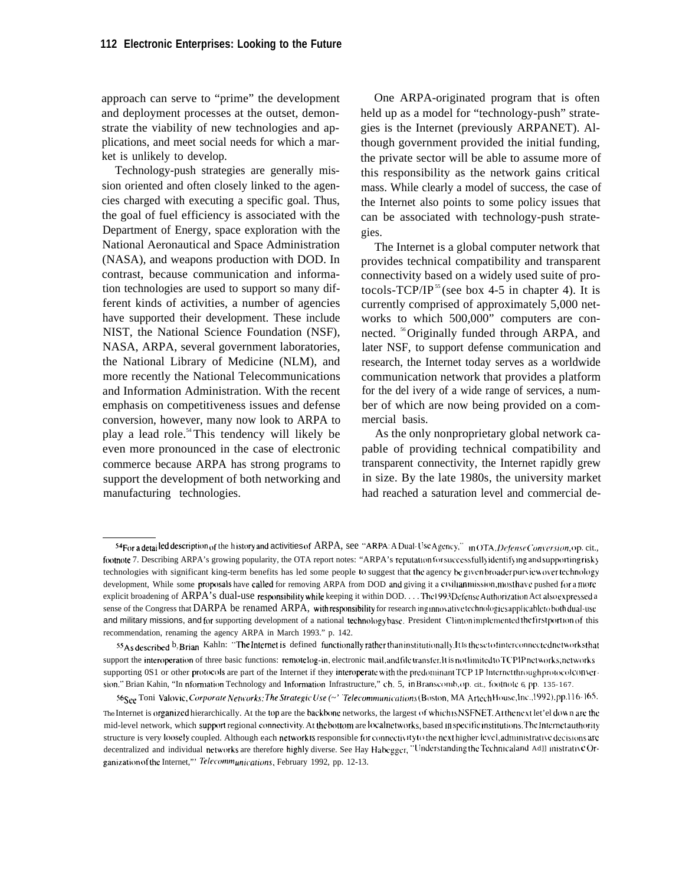approach can serve to "prime" the development and deployment processes at the outset, demonstrate the viability of new technologies and applications, and meet social needs for which a market is unlikely to develop.

Technology-push strategies are generally mission oriented and often closely linked to the agencies charged with executing a specific goal. Thus, the goal of fuel efficiency is associated with the Department of Energy, space exploration with the National Aeronautical and Space Administration (NASA), and weapons production with DOD. In contrast, because communication and information technologies are used to support so many different kinds of activities, a number of agencies have supported their development. These include NIST, the National Science Foundation (NSF), NASA, ARPA, several government laboratories, the National Library of Medicine (NLM), and more recently the National Telecommunications and Information Administration. With the recent emphasis on competitiveness issues and defense conversion, however, many now look to ARPA to play a lead role.[54] This tendency will likely be even more pronounced in the case of electronic commerce because ARPA has strong programs to support the development of both networking and manufacturing technologies.

One ARPA-originated program that is often held up as a model for "technology-push" strategies is the Internet (previously ARPANET). Although government provided the initial funding, the private sector will be able to assume more of this responsibility as the network gains critical mass. While clearly a model of success, the case of the Internet also points to some policy issues that can be associated with technology-push strategies.

The Internet is a global computer network that provides technical compatibility and transparent connectivity based on a widely used suite of protocols-TCP/IP[55] (see box 4-5 in chapter 4). It is currently comprised of approximately 5,000 networks to which 500,000" computers are connected.[56] Originally funded through ARPA, and later NSF, to support defense communication and research, the Internet today serves as a worldwide communication network that provides a platform for the del ivery of a wide range of services, a number of which are now being provided on a commercial basis.

As the only nonproprietary global network capable of providing technical compatibility and transparent connectivity, the Internet rapidly grew in size. By the late 1980s, the university market had reached a saturation level and commercial de-

---

[54] For a detailed description of the history and activities of ARPA, see "ARPA: A Dual-Use Agency," in OTA, *Defense Conversion*, op. cit., footnote 7. Describing ARPA's growing popularity, the OTA report notes: "ARPA's reputation for successfully identifying and supporting risky technologies with significant king-term benefits has led some people to suggest that the agency be given broader purview over technology development, While some proposals have called for removing ARPA from DOD and giving it a civilian mission, most have pushed for a more explicit broadening of ARPA's dual-use responsibility while keeping it within DOD. . . . The 1993 Defense Authorization Act also expressed a sense of the Congress that DARPA be renamed ARPA, with responsibility for researching innovative technologies applicable to both dual-use and military missions, and for supporting development of a national technology base. President Clinton implemented the first portion of this recommendation, renaming the agency ARPA in March 1993." p. 142.

[55] As described by Brian Kahln: "The Internet is defined functionally rather than institutionally. It is the set of interconnected networks that support the interoperation of three basic functions: remote log-in, electronic mail, and file transfer. It is not limited to TCP/IP networks; networks supporting OSI or other protocols are part of the Internet if they interoperate with the predominant TCP/IP Internet through protocol conversion." Brian Kahin, "In nformation Technology and Information Infrastructure," ch. 5, in Branscomb, op. cit., footnote 6, pp. 135-167.

[56] See Toni Valovic, *Corporate Networks: The Strategic Use (~' 'Telecommunications* (Boston, MA Artech House, Inc., 1992), pp. 116-165. The Internet is organized hierarchically. At the top are the backbone networks, the largest of which is NSFNET. At the next level down are the mid-level network, which support regional connectivity. At the bottom are local networks, based in specific institutions. The Internet authority structure is very loosely coupled. Although each network is responsible for connectivity to the next higher level, administrative decisions are decentralized and individual networks are therefore highly diverse. See Hay Habegger, "Understanding the Technical and Administrative Organization of the Internet," *Telecommunications*, February 1992, pp. 12-13.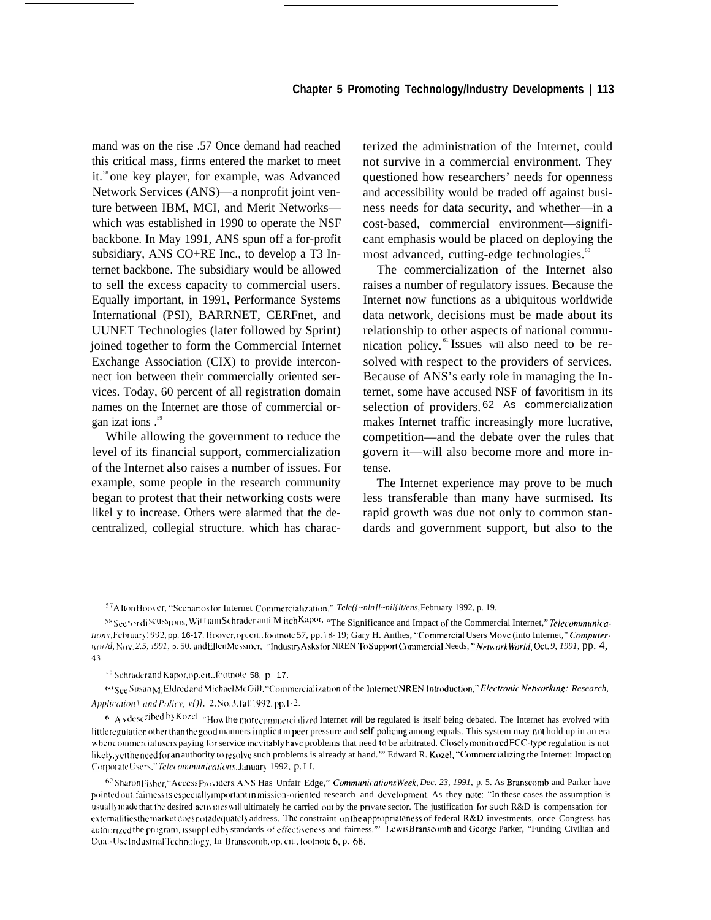mand was on the rise.[57] Once demand had reached this critical mass, firms entered the market to meet it.[58] One key player, for example, was Advanced Network Services (ANS)—a nonprofit joint venture between IBM, MCI, and Merit Networks—which was established in 1990 to operate the NSF backbone. In May 1991, ANS spun off a for-profit subsidiary, ANS CO+RE Inc., to develop a T3 Internet backbone. The subsidiary would be allowed to sell the excess capacity to commercial users. Equally important, in 1991, Performance Systems International (PSI), BARRNET, CERFnet, and UUNET Technologies (later followed by Sprint) joined together to form the Commercial Internet Exchange Association (CIX) to provide interconnection between their commercially oriented services. Today, 60 percent of all registration domain names on the Internet are those of commercial organizations.[59]

While allowing the government to reduce the level of its financial support, commercialization of the Internet also raises a number of issues. For example, some people in the research community began to protest that their networking costs were likely to increase. Others were alarmed that the decentralized, collegial structure. which has characterized the administration of the Internet, could not survive in a commercial environment. They questioned how researchers' needs for openness and accessibility would be traded off against business needs for data security, and whether—in a cost-based, commercial environment—significant emphasis would be placed on deploying the most advanced, cutting-edge technologies.[60]

The commercialization of the Internet also raises a number of regulatory issues. Because the Internet now functions as a ubiquitous worldwide data network, decisions must be made about its relationship to other aspects of national communication policy.[61] Issues will also need to be resolved with respect to the providers of services. Because of ANS's early role in managing the Internet, some have accused NSF of favoritism in its selection of providers.[62] As commercialization makes Internet traffic increasingly more lucrative, competition—and the debate over the rules that govern it—will also become more and more intense.

The Internet experience may prove to be much less transferable than many have surmised. Its rapid growth was due not only to common standards and government support, but also to the

---

[57] Alton Hoover, "Scenarios for Internet Commercialization," *Telecommunications*, February 1992, p. 19.

[58] See, for discussions, William Schrader and Mitch Kapor, "The Significance and Impact of the Commercial Internet," *Telecommunications*, February 1992, pp. 16-17; Hoover, op. cit., footnote 57, pp. 18-19; Gary H. Anthes, "Commercial Users Move (into Internet," *Computerworld*, Nov. 25, 1991, p. 50. and Ellen Messmer, "Industry Asks for NREN To Support Commercial Needs," *Network World*, Oct. 9, 1991, pp. 4, 43.

[59] Schrader and Kapor, op. cit., footnote 58, p. 17.

[60] See Susan M. Eldred and Michael McGill, "Commercialization of the Internet/NREN: Introduction," *Electronic Networking: Research, Applications and Policy*, vol. 2, No. 3, fall 1992, pp. 1-2.

[61] As described by Kozel "How the more commercialized Internet will be regulated is itself being debated. The Internet has evolved with little regulation other than the good manners implicit in peer pressure and self-policing among equals. This system may not hold up in an era when commercial users paying for service inevitably have problems that need to be arbitrated. Closely monitored FCC-type regulation is not likely, yet the need for an authority to resolve such problems is already at hand.'" Edward R. Kozel, "Commercializing the Internet: Impact on Corporate Users," *Telecommunications*, January 1992, p. 11.

[62] Sharon Fisher, "Access Providers: ANS Has Unfair Edge," *Communications Week*, Dec. 23, 1991, p. 5. As Branscomb and Parker have pointed out, fairness is especially important in mission-oriented research and development. As they note: "In these cases the assumption is usually made that the desired activities will ultimately be carried out by the private sector. The justification for such R&D is compensation for externalities the market does not adequately address. The constraint on the appropriateness of federal R&D investments, once Congress has authorized the program, is supplied by standards of effectiveness and fairness."' Lewis Branscomb and George Parker, "Funding Civilian and Dual-Use Industrial Technology, In Branscomb, op. cit., footnote 6, p. 68.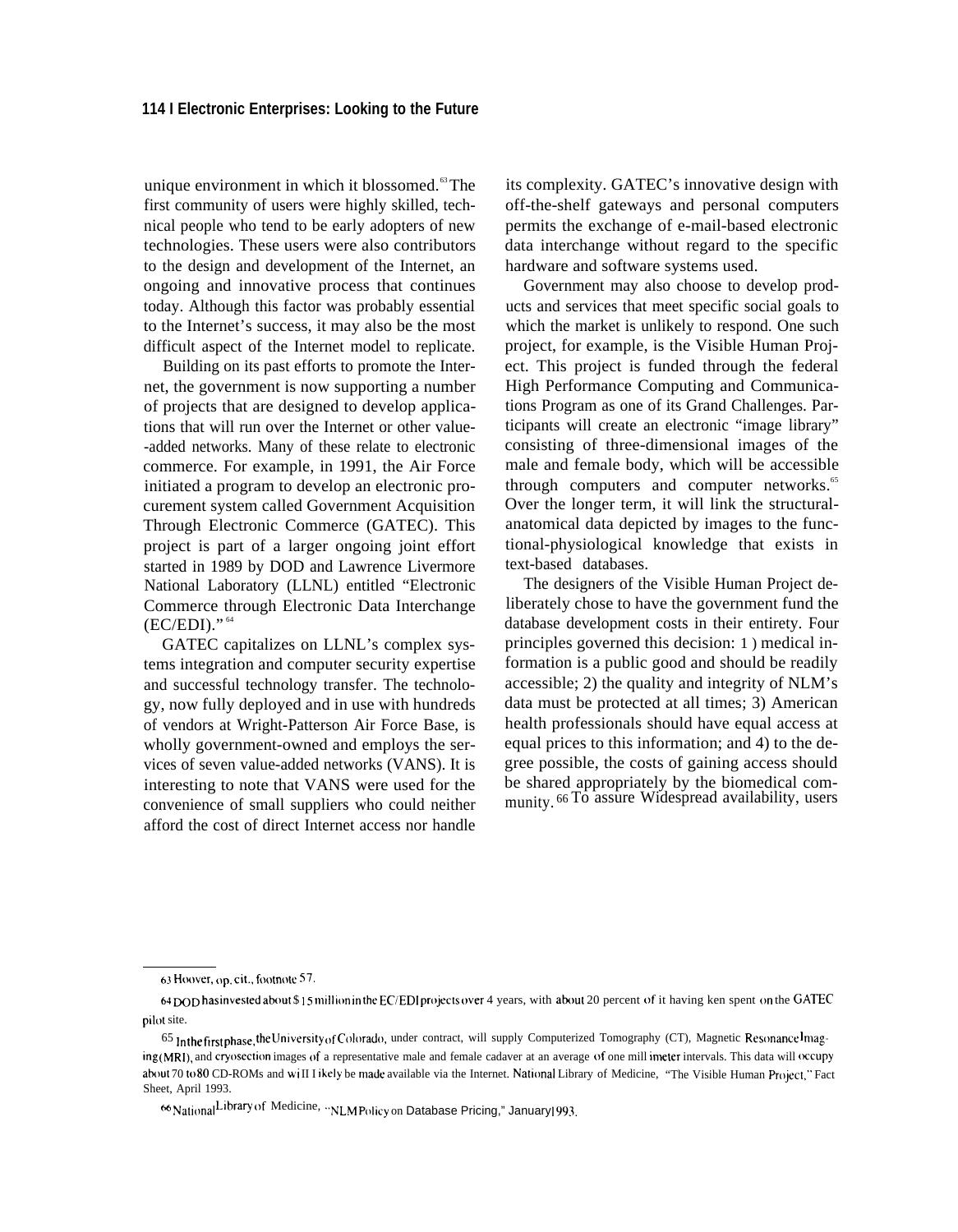unique environment in which it blossomed.[63] The first community of users were highly skilled, technical people who tend to be early adopters of new technologies. These users were also contributors to the design and development of the Internet, an ongoing and innovative process that continues today. Although this factor was probably essential to the Internet's success, it may also be the most difficult aspect of the Internet model to replicate.

Building on its past efforts to promote the Internet, the government is now supporting a number of projects that are designed to develop applications that will run over the Internet or other value-added networks. Many of these relate to electronic commerce. For example, in 1991, the Air Force initiated a program to develop an electronic procurement system called Government Acquisition Through Electronic Commerce (GATEC). This project is part of a larger ongoing joint effort started in 1989 by DOD and Lawrence Livermore National Laboratory (LLNL) entitled "Electronic Commerce through Electronic Data Interchange (EC/EDI)."[64]

GATEC capitalizes on LLNL's complex systems integration and computer security expertise and successful technology transfer. The technology, now fully deployed and in use with hundreds of vendors at Wright-Patterson Air Force Base, is wholly government-owned and employs the services of seven value-added networks (VANS). It is interesting to note that VANS were used for the convenience of small suppliers who could neither afford the cost of direct Internet access nor handle its complexity. GATEC's innovative design with off-the-shelf gateways and personal computers permits the exchange of e-mail-based electronic data interchange without regard to the specific hardware and software systems used.

Government may also choose to develop products and services that meet specific social goals to which the market is unlikely to respond. One such project, for example, is the Visible Human Project. This project is funded through the federal High Performance Computing and Communications Program as one of its Grand Challenges. Participants will create an electronic "image library" consisting of three-dimensional images of the male and female body, which will be accessible through computers and computer networks.[65] Over the longer term, it will link the structural-anatomical data depicted by images to the functional-physiological knowledge that exists in text-based databases.

The designers of the Visible Human Project deliberately chose to have the government fund the database development costs in their entirety. Four principles governed this decision: 1) medical information is a public good and should be readily accessible; 2) the quality and integrity of NLM's data must be protected at all times; 3) American health professionals should have equal access at equal prices to this information; and 4) to the degree possible, the costs of gaining access should be shared appropriately by the biomedical community.[66] To assure Widespread availability, users

---

[63] Hoover, op. cit., footnote 57.

[64] DOD has invested about $15 million in the EC/EDI projects over 4 years, with about 20 percent of it having ken spent on the GATEC pilot site.

[65] In the first phase, the University of Colorado, under contract, will supply Computerized Tomography (CT), Magnetic Resonance Imaging (MRI), and cryosection images of a representative male and female cadaver at an average of one millimeter intervals. This data will occupy about 70 to 80 CD-ROMs and will likely be made available via the Internet. National Library of Medicine, "The Visible Human Project," Fact Sheet, April 1993.

[66] National Library of Medicine, "NLM Policy on Database Pricing," January 1993.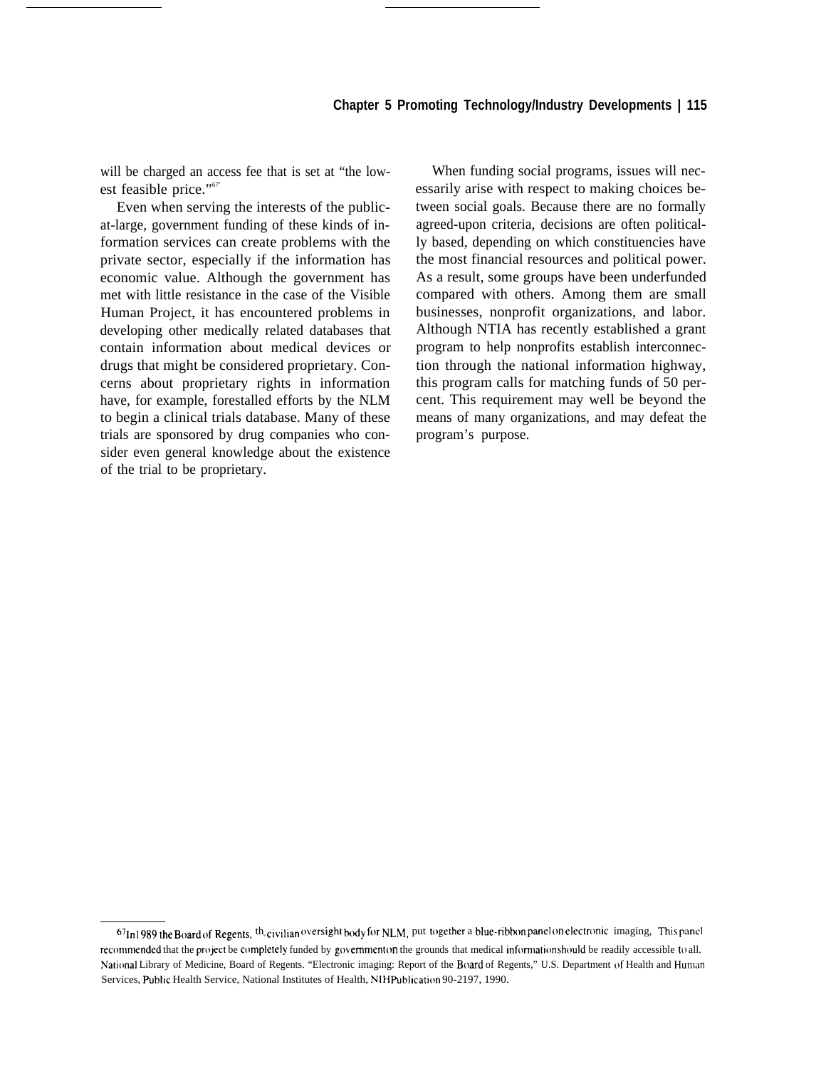will be charged an access fee that is set at "the lowest feasible price."[67]

Even when serving the interests of the public-at-large, government funding of these kinds of information services can create problems with the private sector, especially if the information has economic value. Although the government has met with little resistance in the case of the Visible Human Project, it has encountered problems in developing other medically related databases that contain information about medical devices or drugs that might be considered proprietary. Concerns about proprietary rights in information have, for example, forestalled efforts by the NLM to begin a clinical trials database. Many of these trials are sponsored by drug companies who consider even general knowledge about the existence of the trial to be proprietary.

When funding social programs, issues will necessarily arise with respect to making choices between social goals. Because there are no formally agreed-upon criteria, decisions are often politically based, depending on which constituencies have the most financial resources and political power. As a result, some groups have been underfunded compared with others. Among them are small businesses, nonprofit organizations, and labor. Although NTIA has recently established a grant program to help nonprofits establish interconnection through the national information highway, this program calls for matching funds of 50 percent. This requirement may well be beyond the means of many organizations, and may defeat the program's purpose.

---

[67] In 1989 the Board of Regents, the civilian oversight body for NLM, put together a blue-ribbon panel on electronic imaging. This panel recommended that the project be completely funded by government on the grounds that medical information should be readily accessible to all. National Library of Medicine, Board of Regents. "Electronic imaging: Report of the Board of Regents," U.S. Department of Health and Human Services, Public Health Service, National Institutes of Health, NIH Publication 90-2197, 1990.